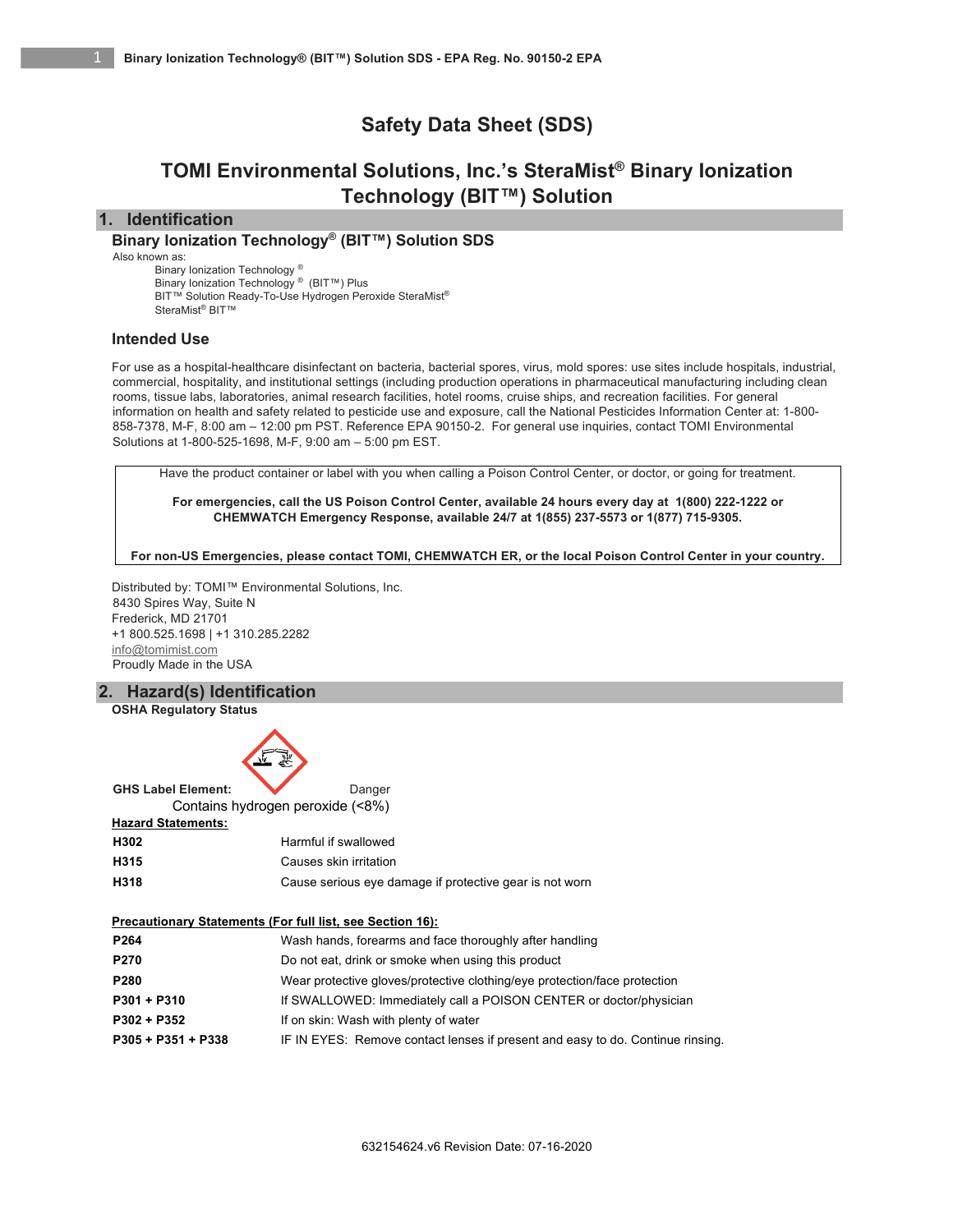# Safety Data Sheet (SDS)

# TOMI Environmental Solutions, Inc.'s SteraMist® Binary Ionization Technology (BIT™) Solution

## 1. Identification

### Binary Ionization Technology® (BIT™) Solution SDS

Also known as:

- Binary Ionization Technology ®
- Binary Ionization Technology ® (BIT™) Plus
- BIT™ Solution Ready-To-Use Hydrogen Peroxide SteraMist®
- SteraMist® BIT™

### Intended Use

For use as a hospital-healthcare disinfectant on bacteria, bacterial spores, virus, mold spores: use sites include hospitals, industrial, commercial, hospitality, and institutional settings (including production operations in pharmaceutical manufacturing including clean rooms, tissue labs, laboratories, animal research facilities, hotel rooms, cruise ships, and recreation facilities. For general information on health and safety related to pesticide use and exposure, call the National Pesticides Information Center at: 1-800-858-7378, M-F, 8:00 am – 12:00 pm PST. Reference EPA 90150-2. For general use inquiries, contact TOMI Environmental Solutions at 1-800-525-1698, M-F, 9:00 am – 5:00 pm EST.

Have the product container or label with you when calling a Poison Control Center, or doctor, or going for treatment.

**For emergencies, call the US Poison Control Center, available 24 hours every day at 1(800) 222-1222 or CHEMWATCH Emergency Response, available 24/7 at 1(855) 237-5573 or 1(877) 715-9305.**

**For non-US Emergencies, please contact TOMI, CHEMWATCH ER, or the local Poison Control Center in your country.**

Distributed by: TOMI™ Environmental Solutions, Inc.
8430 Spires Way, Suite N
Frederick, MD 21701
+1 800.525.1698 | +1 310.285.2282
info@tomimist.com
Proudly Made in the USA

## 2. Hazard(s) Identification

**OSHA Regulatory Status**

**GHS Label Element:** Danger

Contains hydrogen peroxide (<8%)

**Hazard Statements:**

| | |
|---|---|
| **H302** | Harmful if swallowed |
| **H315** | Causes skin irritation |
| **H318** | Cause serious eye damage if protective gear is not worn |

**Precautionary Statements (For full list, see Section 16):**

| | |
|---|---|
| **P264** | Wash hands, forearms and face thoroughly after handling |
| **P270** | Do not eat, drink or smoke when using this product |
| **P280** | Wear protective gloves/protective clothing/eye protection/face protection |
| **P301 + P310** | If SWALLOWED: Immediately call a POISON CENTER or doctor/physician |
| **P302 + P352** | If on skin: Wash with plenty of water |
| **P305 + P351 + P338** | IF IN EYES: Remove contact lenses if present and easy to do. Continue rinsing. |

632154624.v6 Revision Date: 07-16-2020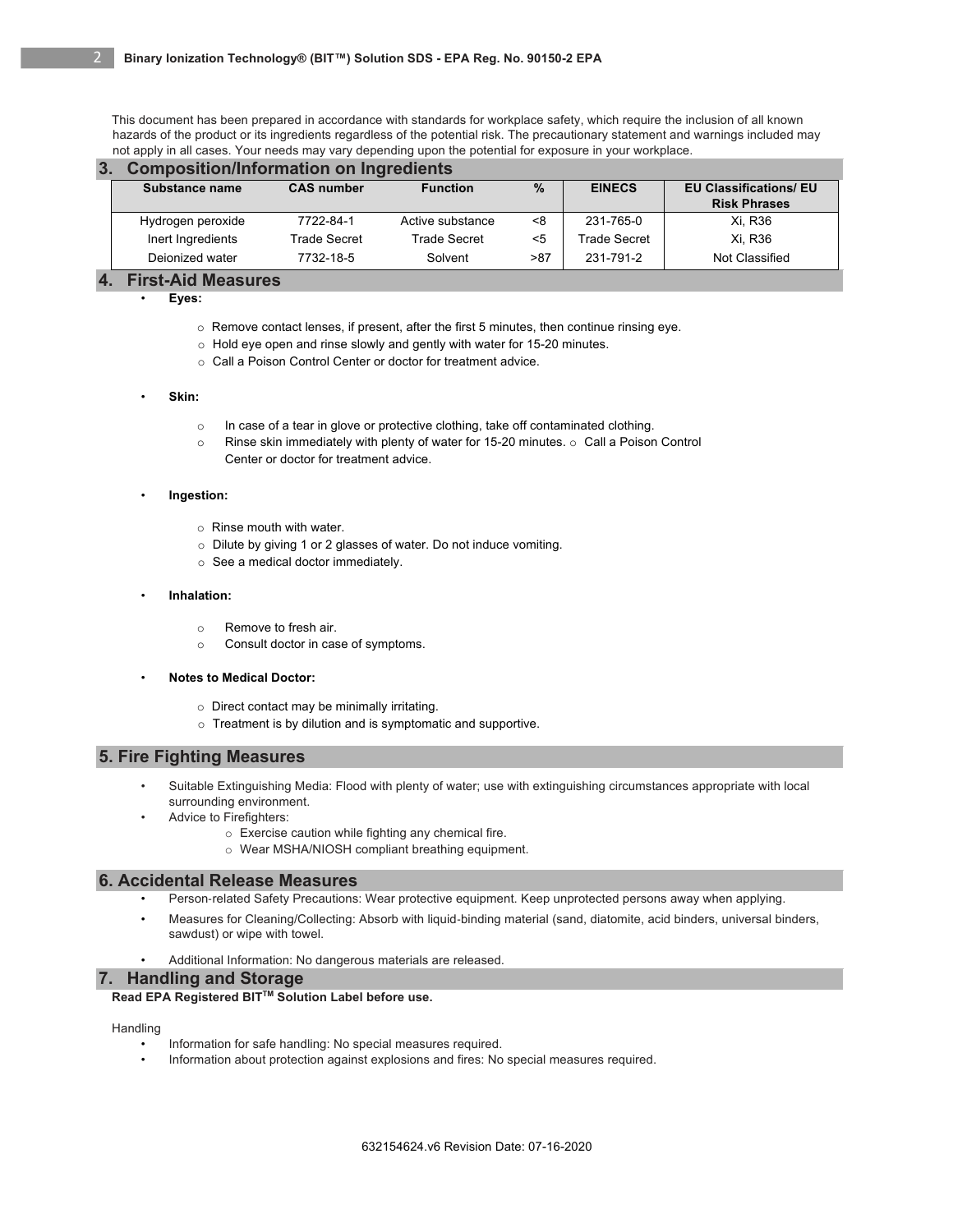This document has been prepared in accordance with standards for workplace safety, which require the inclusion of all known hazards of the product or its ingredients regardless of the potential risk. The precautionary statement and warnings included may not apply in all cases. Your needs may vary depending upon the potential for exposure in your workplace.

## 3. Composition/Information on Ingredients

| Substance name | CAS number | Function | % | EINECS | EU Classifications/ EU Risk Phrases |
|---|---|---|---|---|---|
| Hydrogen peroxide | 7722-84-1 | Active substance | <8 | 231-765-0 | Xi, R36 |
| Inert Ingredients | Trade Secret | Trade Secret | <5 | Trade Secret | Xi, R36 |
| Deionized water | 7732-18-5 | Solvent | >87 | 231-791-2 | Not Classified |

## 4. First-Aid Measures

- **Eyes:**
  - Remove contact lenses, if present, after the first 5 minutes, then continue rinsing eye.
  - Hold eye open and rinse slowly and gently with water for 15-20 minutes.
  - Call a Poison Control Center or doctor for treatment advice.

- **Skin:**
  - In case of a tear in glove or protective clothing, take off contaminated clothing.
  - Rinse skin immediately with plenty of water for 15-20 minutes. ○ Call a Poison Control Center or doctor for treatment advice.

- **Ingestion:**
  - Rinse mouth with water.
  - Dilute by giving 1 or 2 glasses of water. Do not induce vomiting.
  - See a medical doctor immediately.

- **Inhalation:**
  - Remove to fresh air.
  - Consult doctor in case of symptoms.

- **Notes to Medical Doctor:**
  - Direct contact may be minimally irritating.
  - Treatment is by dilution and is symptomatic and supportive.

## 5. Fire Fighting Measures

- Suitable Extinguishing Media: Flood with plenty of water; use with extinguishing circumstances appropriate with local surrounding environment.
- Advice to Firefighters:
  - Exercise caution while fighting any chemical fire.
  - Wear MSHA/NIOSH compliant breathing equipment.

## 6. Accidental Release Measures

- Person-related Safety Precautions: Wear protective equipment. Keep unprotected persons away when applying.
- Measures for Cleaning/Collecting: Absorb with liquid-binding material (sand, diatomite, acid binders, universal binders, sawdust) or wipe with towel.
- Additional Information: No dangerous materials are released.

## 7. Handling and Storage

**Read EPA Registered BIT™ Solution Label before use.**

Handling

- Information for safe handling: No special measures required.
- Information about protection against explosions and fires: No special measures required.

632154624.v6 Revision Date: 07-16-2020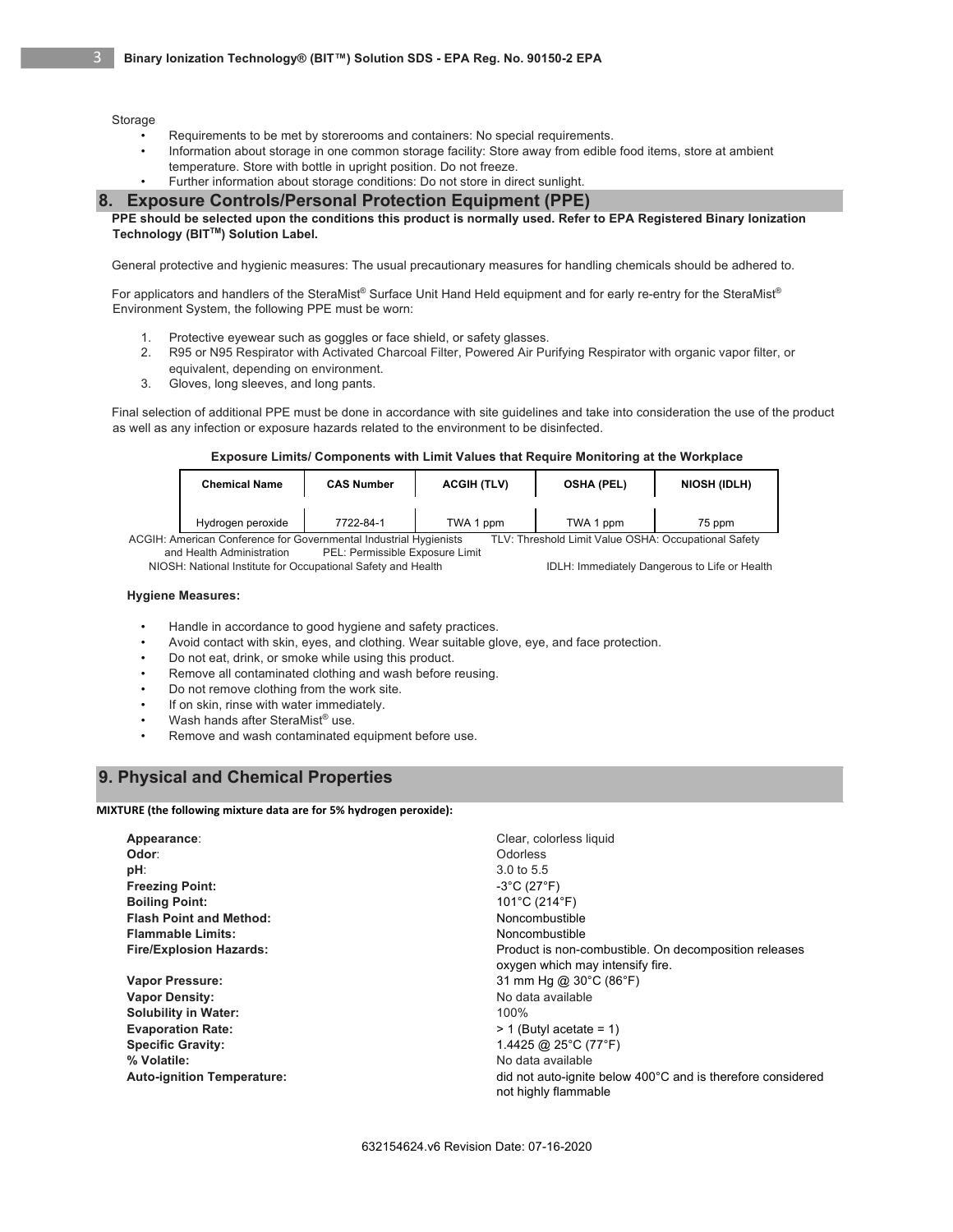Storage

- Requirements to be met by storerooms and containers: No special requirements.
- Information about storage in one common storage facility: Store away from edible food items, store at ambient temperature. Store with bottle in upright position. Do not freeze.
- Further information about storage conditions: Do not store in direct sunlight.

## 8. Exposure Controls/Personal Protection Equipment (PPE)

**PPE should be selected upon the conditions this product is normally used. Refer to EPA Registered Binary Ionization Technology (BIT™) Solution Label.**

General protective and hygienic measures: The usual precautionary measures for handling chemicals should be adhered to.

For applicators and handlers of the SteraMist® Surface Unit Hand Held equipment and for early re-entry for the SteraMist® Environment System, the following PPE must be worn:

1. Protective eyewear such as goggles or face shield, or safety glasses.
2. R95 or N95 Respirator with Activated Charcoal Filter, Powered Air Purifying Respirator with organic vapor filter, or equivalent, depending on environment.
3. Gloves, long sleeves, and long pants.

Final selection of additional PPE must be done in accordance with site guidelines and take into consideration the use of the product as well as any infection or exposure hazards related to the environment to be disinfected.

**Exposure Limits/ Components with Limit Values that Require Monitoring at the Workplace**

| Chemical Name | CAS Number | ACGIH (TLV) | OSHA (PEL) | NIOSH (IDLH) |
|---|---|---|---|---|
| Hydrogen peroxide | 7722-84-1 | TWA 1 ppm | TWA 1 ppm | 75 ppm |

ACGIH: American Conference for Governmental Industrial Hygienists TLV: Threshold Limit Value OSHA: Occupational Safety and Health Administration PEL: Permissible Exposure Limit
NIOSH: National Institute for Occupational Safety and Health IDLH: Immediately Dangerous to Life or Health

**Hygiene Measures:**

- Handle in accordance to good hygiene and safety practices.
- Avoid contact with skin, eyes, and clothing. Wear suitable glove, eye, and face protection.
- Do not eat, drink, or smoke while using this product.
- Remove all contaminated clothing and wash before reusing.
- Do not remove clothing from the work site.
- If on skin, rinse with water immediately.
- Wash hands after SteraMist® use.
- Remove and wash contaminated equipment before use.

## 9. Physical and Chemical Properties

**MIXTURE (the following mixture data are for 5% hydrogen peroxide):**

| | |
|---|---|
| **Appearance**: | Clear, colorless liquid |
| **Odor**: | Odorless |
| **pH**: | 3.0 to 5.5 |
| **Freezing Point:** | -3°C (27°F) |
| **Boiling Point:** | 101°C (214°F) |
| **Flash Point and Method:** | Noncombustible |
| **Flammable Limits:** | Noncombustible |
| **Fire/Explosion Hazards:** | Product is non-combustible. On decomposition releases oxygen which may intensify fire. |
| **Vapor Pressure:** | 31 mm Hg @ 30°C (86°F) |
| **Vapor Density:** | No data available |
| **Solubility in Water:** | 100% |
| **Evaporation Rate:** | > 1 (Butyl acetate = 1) |
| **Specific Gravity:** | 1.4425 @ 25°C (77°F) |
| **% Volatile:** | No data available |
| **Auto-ignition Temperature:** | did not auto-ignite below 400°C and is therefore considered not highly flammable |

632154624.v6 Revision Date: 07-16-2020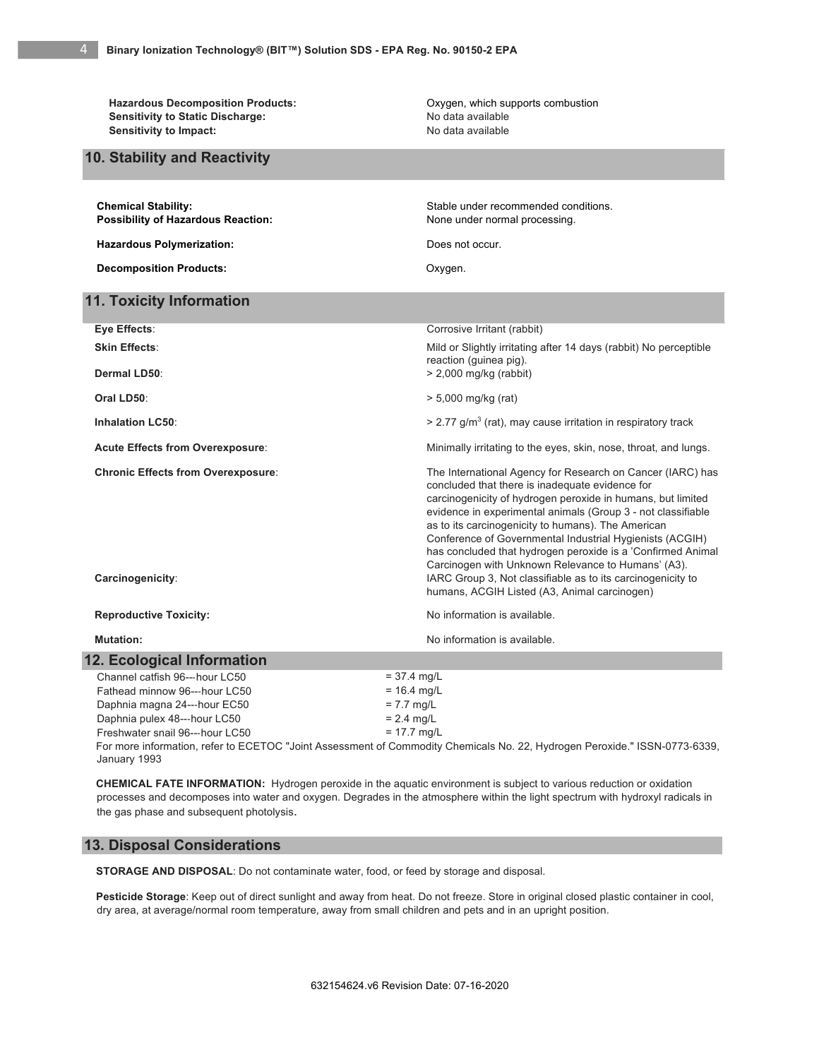| | |
|---|---|
| **Hazardous Decomposition Products:** | Oxygen, which supports combustion |
| **Sensitivity to Static Discharge:** | No data available |
| **Sensitivity to Impact:** | No data available |

## 10. Stability and Reactivity

| | |
|---|---|
| **Chemical Stability:** | Stable under recommended conditions. |
| **Possibility of Hazardous Reaction:** | None under normal processing. |
| **Hazardous Polymerization:** | Does not occur. |
| **Decomposition Products:** | Oxygen. |

## 11. Toxicity Information

| | |
|---|---|
| **Eye Effects**: | Corrosive Irritant (rabbit) |
| **Skin Effects**: | Mild or Slightly irritating after 14 days (rabbit) No perceptible reaction (guinea pig). |
| **Dermal LD50**: | > 2,000 mg/kg (rabbit) |
| **Oral LD50**: | > 5,000 mg/kg (rat) |
| **Inhalation LC50**: | > 2.77 g/m$^3$ (rat), may cause irritation in respiratory track |
| **Acute Effects from Overexposure**: | Minimally irritating to the eyes, skin, nose, throat, and lungs. |
| **Chronic Effects from Overexposure**: | The International Agency for Research on Cancer (IARC) has concluded that there is inadequate evidence for carcinogenicity of hydrogen peroxide in humans, but limited evidence in experimental animals (Group 3 - not classifiable as to its carcinogenicity to humans). The American Conference of Governmental Industrial Hygienists (ACGIH) has concluded that hydrogen peroxide is a 'Confirmed Animal Carcinogen with Unknown Relevance to Humans' (A3). |
| **Carcinogenicity**: | IARC Group 3, Not classifiable as to its carcinogenicity to humans, ACGIH Listed (A3, Animal carcinogen) |
| **Reproductive Toxicity:** | No information is available. |
| **Mutation:** | No information is available. |

## 12. Ecological Information

| | |
|---|---|
| Channel catfish 96---hour LC50 | = 37.4 mg/L |
| Fathead minnow 96---hour LC50 | = 16.4 mg/L |
| Daphnia magna 24---hour EC50 | = 7.7 mg/L |
| Daphnia pulex 48---hour LC50 | = 2.4 mg/L |
| Freshwater snail 96---hour LC50 | = 17.7 mg/L |

For more information, refer to ECETOC "Joint Assessment of Commodity Chemicals No. 22, Hydrogen Peroxide." ISSN-0773-6339, January 1993

**CHEMICAL FATE INFORMATION:** Hydrogen peroxide in the aquatic environment is subject to various reduction or oxidation processes and decomposes into water and oxygen. Degrades in the atmosphere within the light spectrum with hydroxyl radicals in the gas phase and subsequent photolysis.

## 13. Disposal Considerations

**STORAGE AND DISPOSAL**: Do not contaminate water, food, or feed by storage and disposal.

**Pesticide Storage**: Keep out of direct sunlight and away from heat. Do not freeze. Store in original closed plastic container in cool, dry area, at average/normal room temperature, away from small children and pets and in an upright position.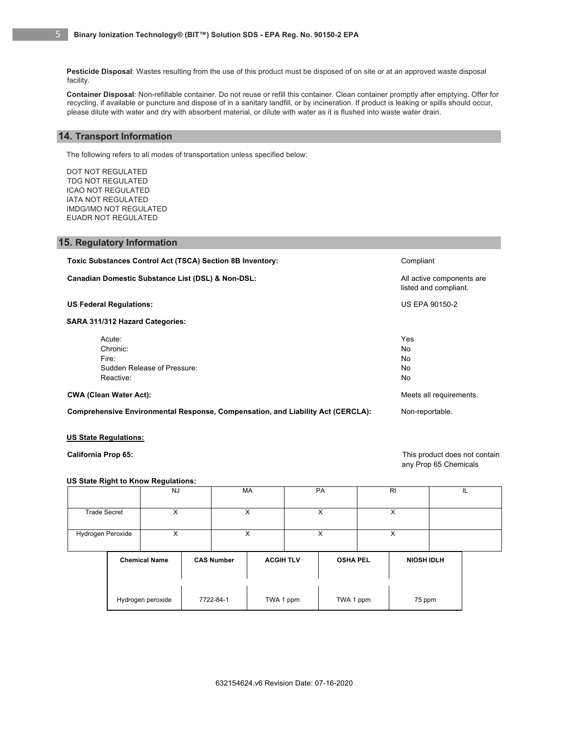**Pesticide Disposal**: Wastes resulting from the use of this product must be disposed of on site or at an approved waste disposal facility.

**Container Disposal**: Non-refillable container. Do not reuse or refill this container. Clean container promptly after emptying. Offer for recycling, if available or puncture and dispose of in a sanitary landfill, or by incineration. If product is leaking or spills should occur, please dilute with water and dry with absorbent material, or dilute with water as it is flushed into waste water drain.

## 14. Transport Information

The following refers to all modes of transportation unless specified below:

DOT NOT REGULATED
TDG NOT REGULATED
ICAO NOT REGULATED
IATA NOT REGULATED
IMDG/IMO NOT REGULATED
EUADR NOT REGULATED

## 15. Regulatory Information

**Toxic Substances Control Act (TSCA) Section 8B Inventory:** Compliant

**Canadian Domestic Substance List (DSL) & Non-DSL:** All active components are listed and compliant.

**US Federal Regulations:** US EPA 90150-2

**SARA 311/312 Hazard Categories:**

| | |
|---|---|
| Acute: | Yes |
| Chronic: | No |
| Fire: | No |
| Sudden Release of Pressure: | No |
| Reactive: | No |

**CWA (Clean Water Act):** Meets all requirements.

**Comprehensive Environmental Response, Compensation, and Liability Act (CERCLA):** Non-reportable.

**US State Regulations:**

**California Prop 65:** This product does not contain any Prop 65 Chemicals

**US State Right to Know Regulations:**

| | NJ | MA | PA | RI | IL |
|---|---|---|---|---|---|
| Trade Secret | X | X | X | X | |
| Hydrogen Peroxide | X | X | X | X | |

| Chemical Name | CAS Number | ACGIH TLV | OSHA PEL | NIOSH IDLH |
|---|---|---|---|---|
| Hydrogen peroxide | 7722-84-1 | TWA 1 ppm | TWA 1 ppm | 75 ppm |

632154624.v6 Revision Date: 07-16-2020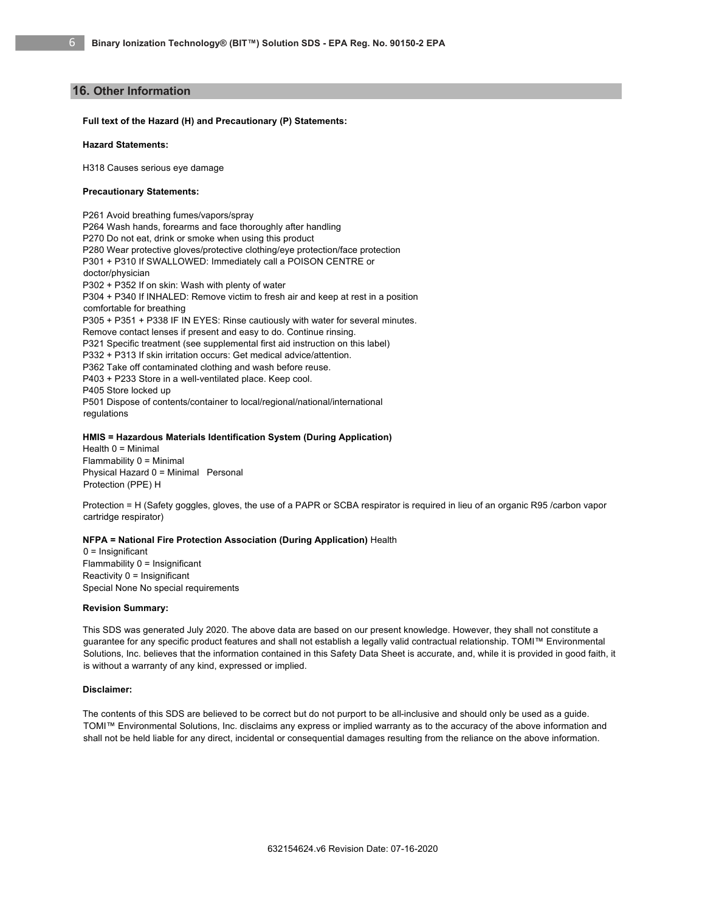## 16. Other Information

**Full text of the Hazard (H) and Precautionary (P) Statements:**

**Hazard Statements:**

H318 Causes serious eye damage

**Precautionary Statements:**

P261 Avoid breathing fumes/vapors/spray
P264 Wash hands, forearms and face thoroughly after handling
P270 Do not eat, drink or smoke when using this product
P280 Wear protective gloves/protective clothing/eye protection/face protection
P301 + P310 If SWALLOWED: Immediately call a POISON CENTRE or doctor/physician
P302 + P352 If on skin: Wash with plenty of water
P304 + P340 If INHALED: Remove victim to fresh air and keep at rest in a position comfortable for breathing
P305 + P351 + P338 IF IN EYES: Rinse cautiously with water for several minutes. Remove contact lenses if present and easy to do. Continue rinsing.
P321 Specific treatment (see supplemental first aid instruction on this label)
P332 + P313 If skin irritation occurs: Get medical advice/attention.
P362 Take off contaminated clothing and wash before reuse.
P403 + P233 Store in a well-ventilated place. Keep cool.
P405 Store locked up
P501 Dispose of contents/container to local/regional/national/international regulations

**HMIS = Hazardous Materials Identification System (During Application)**
Health 0 = Minimal
Flammability 0 = Minimal
Physical Hazard 0 = Minimal Personal Protection (PPE) H

Protection = H (Safety goggles, gloves, the use of a PAPR or SCBA respirator is required in lieu of an organic R95 /carbon vapor cartridge respirator)

**NFPA = National Fire Protection Association (During Application)** Health 0 = Insignificant
Flammability 0 = Insignificant
Reactivity 0 = Insignificant
Special None No special requirements

**Revision Summary:**

This SDS was generated July 2020. The above data are based on our present knowledge. However, they shall not constitute a guarantee for any specific product features and shall not establish a legally valid contractual relationship. TOMI™ Environmental Solutions, Inc. believes that the information contained in this Safety Data Sheet is accurate, and, while it is provided in good faith, it is without a warranty of any kind, expressed or implied.

**Disclaimer:**

The contents of this SDS are believed to be correct but do not purport to be all-inclusive and should only be used as a guide. TOMI™ Environmental Solutions, Inc. disclaims any express or implied warranty as to the accuracy of the above information and shall not be held liable for any direct, incidental or consequential damages resulting from the reliance on the above information.

632154624.v6 Revision Date: 07-16-2020